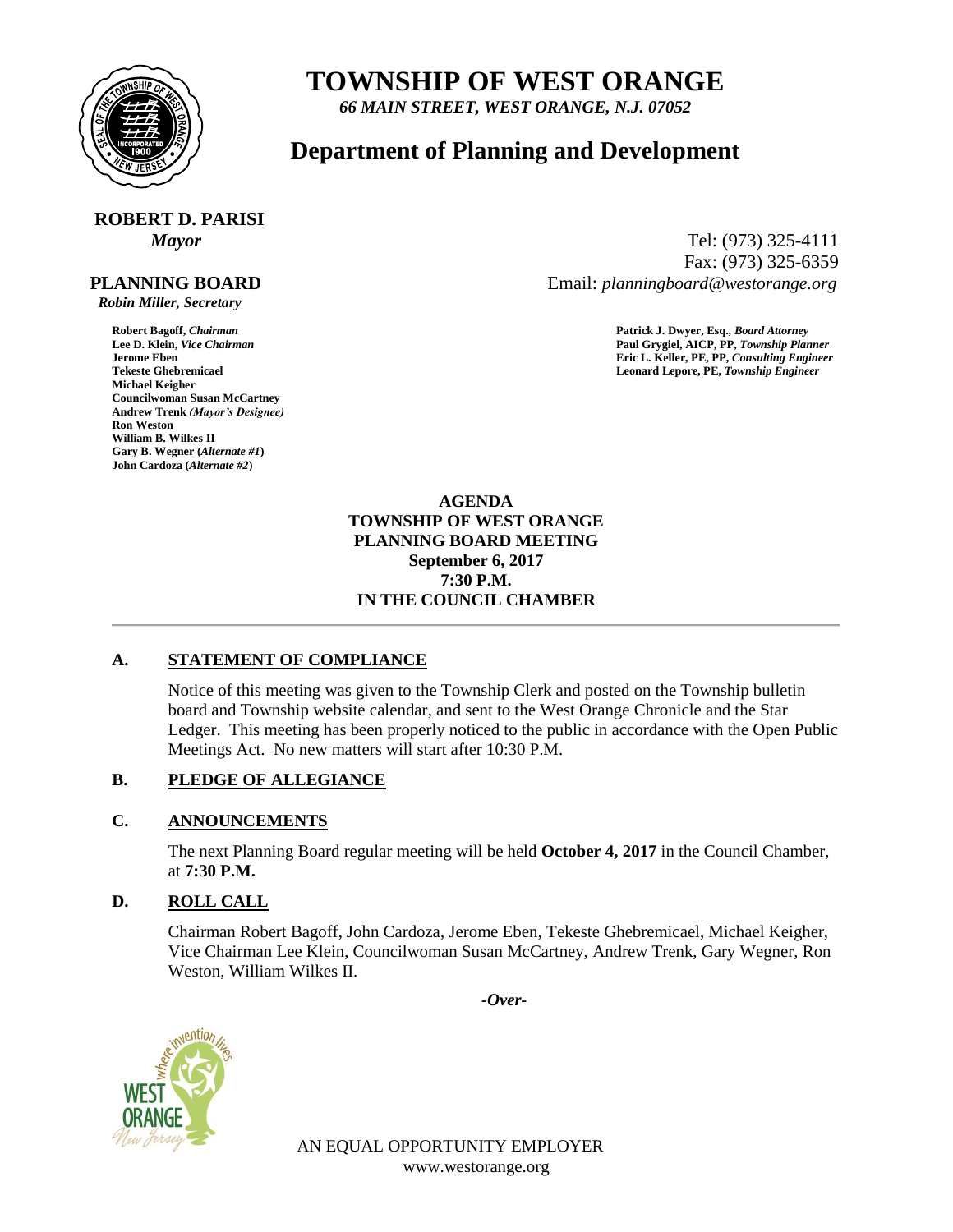# TOWNSHIP OF WEST ORANGE

*66 MAIN STREET, WEST ORANGE, N.J. 07052*

## Department of Planning and Development

**ROBERT D. PARISI**
*Mayor*

Tel: (973) 325-4111
Fax: (973) 325-6359
Email: *planningboard@westorange.org*

**PLANNING BOARD**
*Robin Miller, Secretary*

**Robert Bagoff,** ***Chairman***
**Lee D. Klein,** ***Vice Chairman***
**Jerome Eben**
**Tekeste Ghebremicael**
**Michael Keigher**
**Councilwoman Susan McCartney**
**Andrew Trenk** ***(Mayor's Designee)***
**Ron Weston**
**William B. Wilkes II**
**Gary B. Wegner (*****Alternate #1*****)**
**John Cardoza (*****Alternate #2*****)**

**Patrick J. Dwyer, Esq.,** ***Board Attorney***
**Paul Grygiel, AICP, PP,** ***Township Planner***
**Eric L. Keller, PE, PP,** ***Consulting Engineer***
**Leonard Lepore, PE,** ***Township Engineer***

**AGENDA**
**TOWNSHIP OF WEST ORANGE**
**PLANNING BOARD MEETING**
**September 6, 2017**
**7:30 P.M.**
**IN THE COUNCIL CHAMBER**

---

### A. STATEMENT OF COMPLIANCE

Notice of this meeting was given to the Township Clerk and posted on the Township bulletin board and Township website calendar, and sent to the West Orange Chronicle and the Star Ledger. This meeting has been properly noticed to the public in accordance with the Open Public Meetings Act. No new matters will start after 10:30 P.M.

### B. PLEDGE OF ALLEGIANCE

### C. ANNOUNCEMENTS

The next Planning Board regular meeting will be held **October 4, 2017** in the Council Chamber, at **7:30 P.M.**

### D. ROLL CALL

Chairman Robert Bagoff, John Cardoza, Jerome Eben, Tekeste Ghebremicael, Michael Keigher, Vice Chairman Lee Klein, Councilwoman Susan McCartney, Andrew Trenk, Gary Wegner, Ron Weston, William Wilkes II.

*-Over-*

AN EQUAL OPPORTUNITY EMPLOYER
www.westorange.org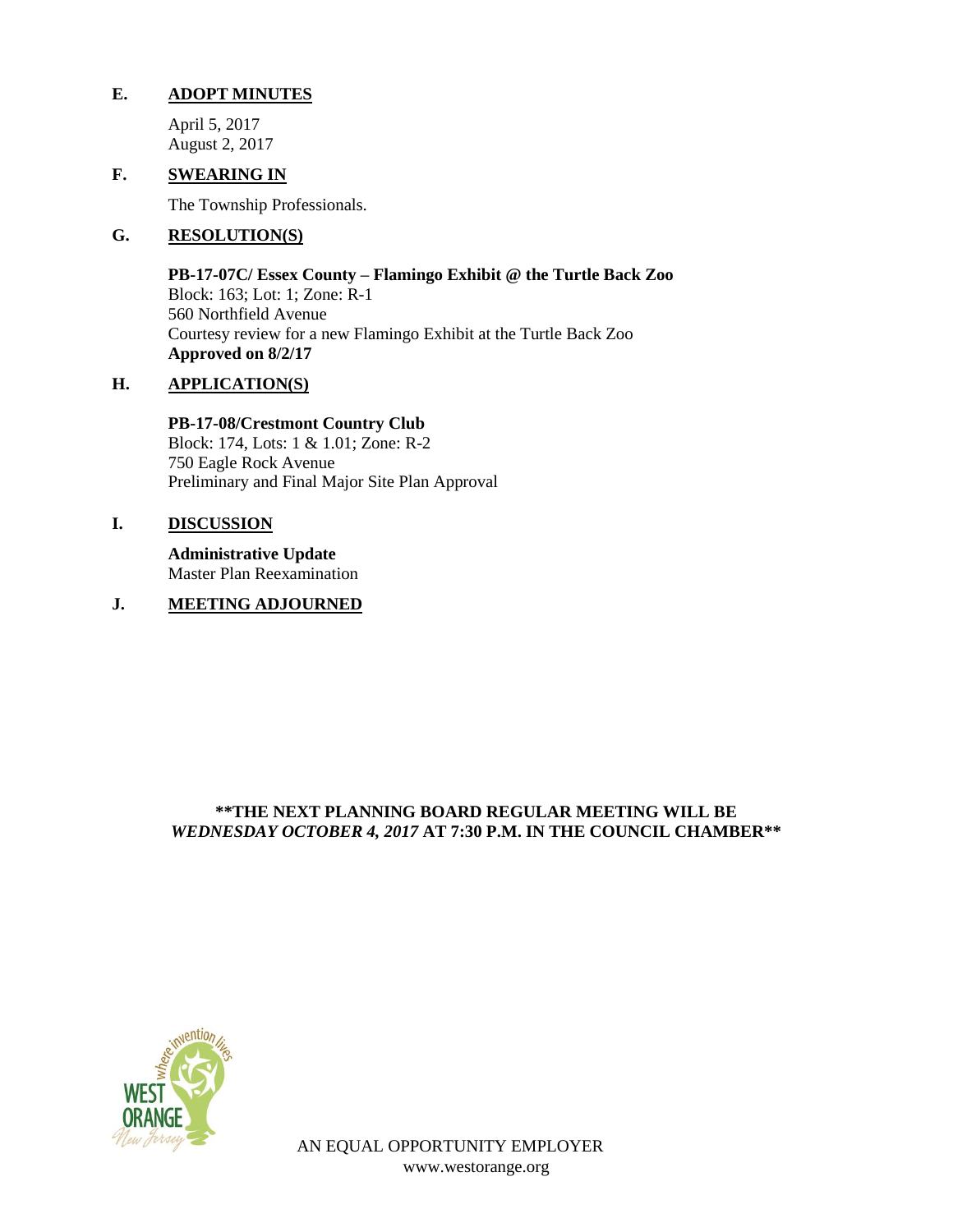**E. ADOPT MINUTES**

April 5, 2017
August 2, 2017

**F. SWEARING IN**

The Township Professionals.

**G. RESOLUTION(S)**

**PB-17-07C/ Essex County – Flamingo Exhibit @ the Turtle Back Zoo**
Block: 163; Lot: 1; Zone: R-1
560 Northfield Avenue
Courtesy review for a new Flamingo Exhibit at the Turtle Back Zoo
**Approved on 8/2/17**

**H. APPLICATION(S)**

**PB-17-08/Crestmont Country Club**
Block: 174, Lots: 1 & 1.01; Zone: R-2
750 Eagle Rock Avenue
Preliminary and Final Major Site Plan Approval

**I. DISCUSSION**

**Administrative Update**
Master Plan Reexamination

**J. MEETING ADJOURNED**

****THE NEXT PLANNING BOARD REGULAR MEETING WILL BE *WEDNESDAY OCTOBER 4, 2017* AT 7:30 P.M. IN THE COUNCIL CHAMBER****

AN EQUAL OPPORTUNITY EMPLOYER
www.westorange.org